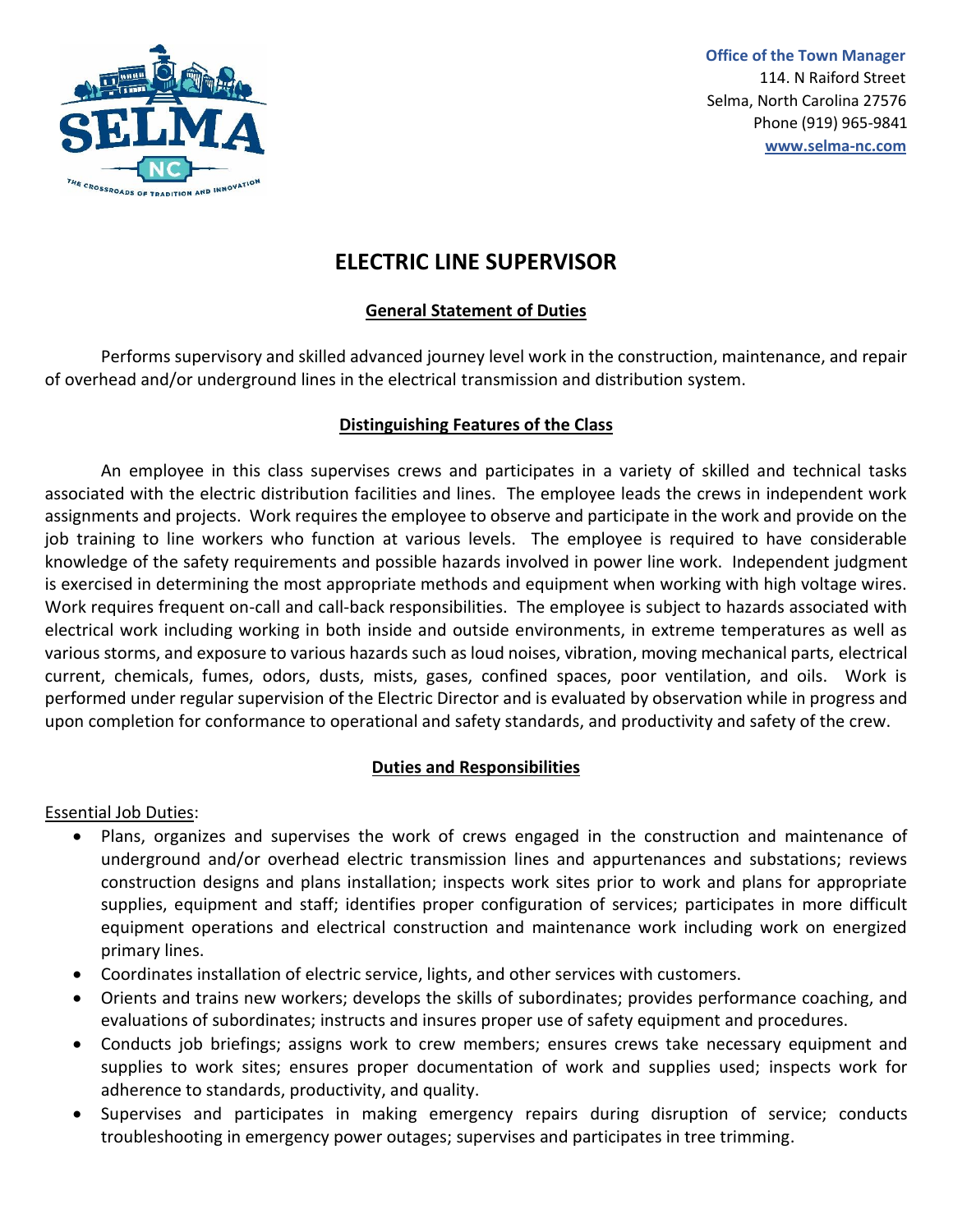**Office of the Town Manager**
114. N Raiford Street
Selma, North Carolina 27576
Phone (919) 965-9841
www.selma-nc.com

# ELECTRIC LINE SUPERVISOR

## General Statement of Duties

Performs supervisory and skilled advanced journey level work in the construction, maintenance, and repair of overhead and/or underground lines in the electrical transmission and distribution system.

## Distinguishing Features of the Class

An employee in this class supervises crews and participates in a variety of skilled and technical tasks associated with the electric distribution facilities and lines. The employee leads the crews in independent work assignments and projects. Work requires the employee to observe and participate in the work and provide on the job training to line workers who function at various levels. The employee is required to have considerable knowledge of the safety requirements and possible hazards involved in power line work. Independent judgment is exercised in determining the most appropriate methods and equipment when working with high voltage wires. Work requires frequent on-call and call-back responsibilities. The employee is subject to hazards associated with electrical work including working in both inside and outside environments, in extreme temperatures as well as various storms, and exposure to various hazards such as loud noises, vibration, moving mechanical parts, electrical current, chemicals, fumes, odors, dusts, mists, gases, confined spaces, poor ventilation, and oils. Work is performed under regular supervision of the Electric Director and is evaluated by observation while in progress and upon completion for conformance to operational and safety standards, and productivity and safety of the crew.

## Duties and Responsibilities

Essential Job Duties:

- Plans, organizes and supervises the work of crews engaged in the construction and maintenance of underground and/or overhead electric transmission lines and appurtenances and substations; reviews construction designs and plans installation; inspects work sites prior to work and plans for appropriate supplies, equipment and staff; identifies proper configuration of services; participates in more difficult equipment operations and electrical construction and maintenance work including work on energized primary lines.
- Coordinates installation of electric service, lights, and other services with customers.
- Orients and trains new workers; develops the skills of subordinates; provides performance coaching, and evaluations of subordinates; instructs and insures proper use of safety equipment and procedures.
- Conducts job briefings; assigns work to crew members; ensures crews take necessary equipment and supplies to work sites; ensures proper documentation of work and supplies used; inspects work for adherence to standards, productivity, and quality.
- Supervises and participates in making emergency repairs during disruption of service; conducts troubleshooting in emergency power outages; supervises and participates in tree trimming.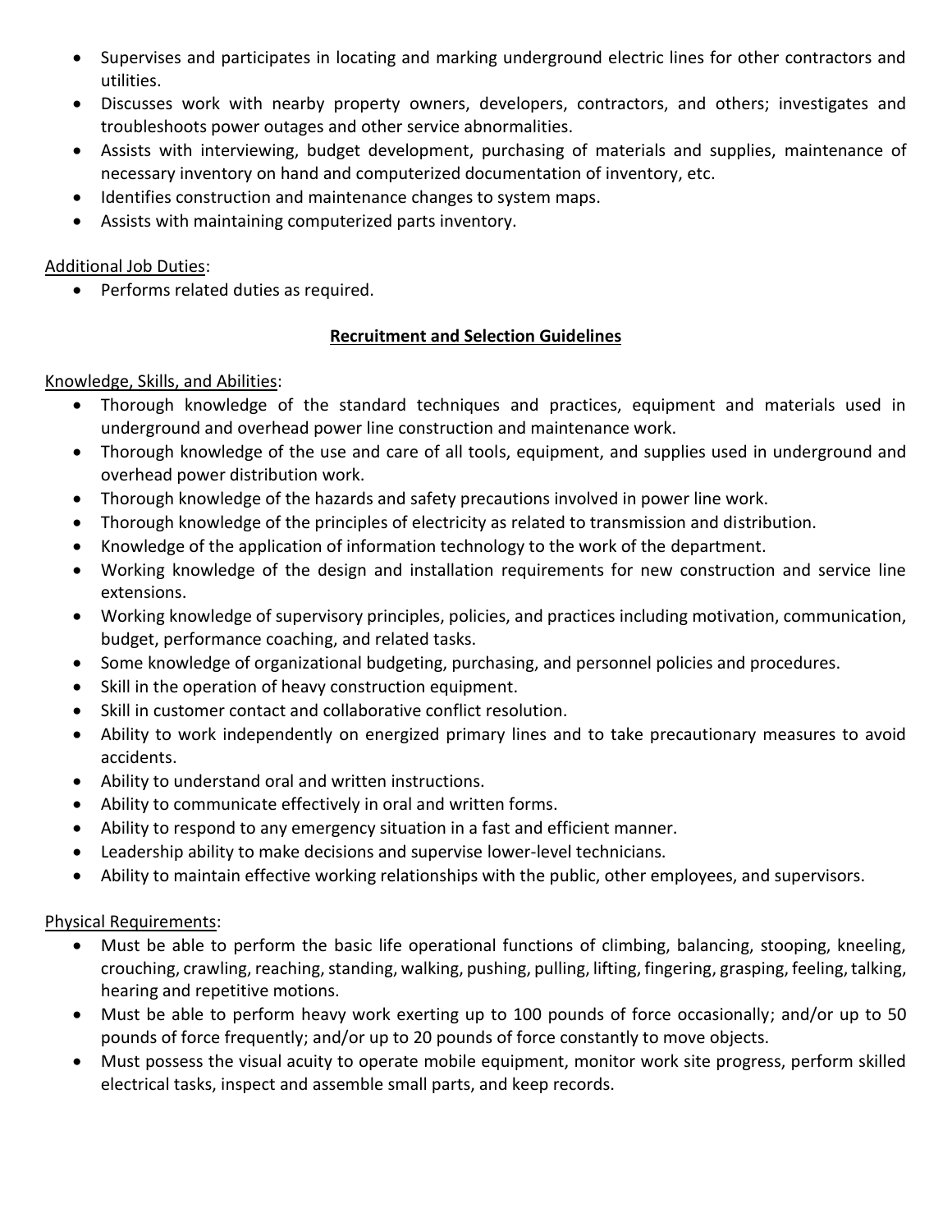- Supervises and participates in locating and marking underground electric lines for other contractors and utilities.
- Discusses work with nearby property owners, developers, contractors, and others; investigates and troubleshoots power outages and other service abnormalities.
- Assists with interviewing, budget development, purchasing of materials and supplies, maintenance of necessary inventory on hand and computerized documentation of inventory, etc.
- Identifies construction and maintenance changes to system maps.
- Assists with maintaining computerized parts inventory.

Additional Job Duties:

- Performs related duties as required.

## Recruitment and Selection Guidelines

Knowledge, Skills, and Abilities:

- Thorough knowledge of the standard techniques and practices, equipment and materials used in underground and overhead power line construction and maintenance work.
- Thorough knowledge of the use and care of all tools, equipment, and supplies used in underground and overhead power distribution work.
- Thorough knowledge of the hazards and safety precautions involved in power line work.
- Thorough knowledge of the principles of electricity as related to transmission and distribution.
- Knowledge of the application of information technology to the work of the department.
- Working knowledge of the design and installation requirements for new construction and service line extensions.
- Working knowledge of supervisory principles, policies, and practices including motivation, communication, budget, performance coaching, and related tasks.
- Some knowledge of organizational budgeting, purchasing, and personnel policies and procedures.
- Skill in the operation of heavy construction equipment.
- Skill in customer contact and collaborative conflict resolution.
- Ability to work independently on energized primary lines and to take precautionary measures to avoid accidents.
- Ability to understand oral and written instructions.
- Ability to communicate effectively in oral and written forms.
- Ability to respond to any emergency situation in a fast and efficient manner.
- Leadership ability to make decisions and supervise lower-level technicians.
- Ability to maintain effective working relationships with the public, other employees, and supervisors.

Physical Requirements:

- Must be able to perform the basic life operational functions of climbing, balancing, stooping, kneeling, crouching, crawling, reaching, standing, walking, pushing, pulling, lifting, fingering, grasping, feeling, talking, hearing and repetitive motions.
- Must be able to perform heavy work exerting up to 100 pounds of force occasionally; and/or up to 50 pounds of force frequently; and/or up to 20 pounds of force constantly to move objects.
- Must possess the visual acuity to operate mobile equipment, monitor work site progress, perform skilled electrical tasks, inspect and assemble small parts, and keep records.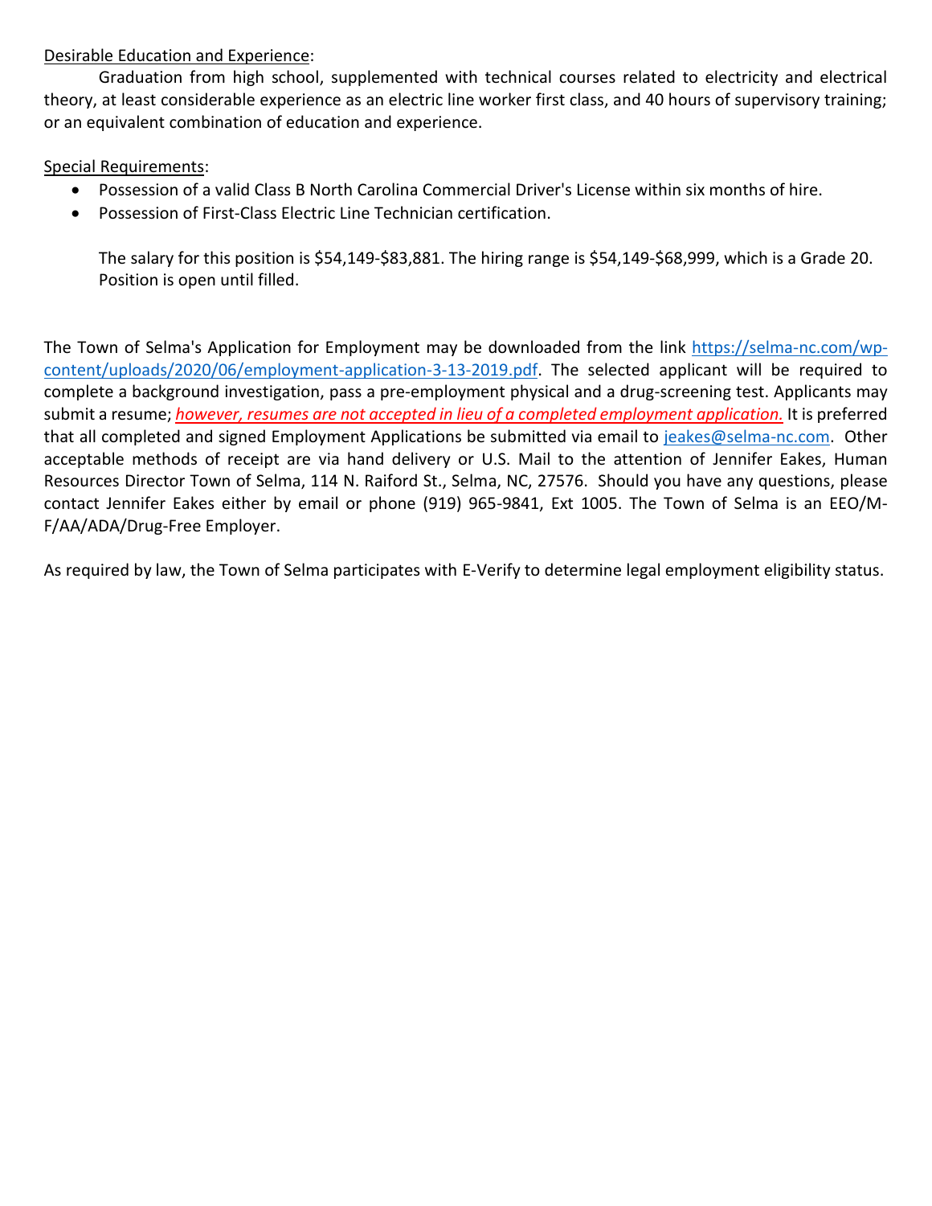<u>Desirable Education and Experience</u>:

Graduation from high school, supplemented with technical courses related to electricity and electrical theory, at least considerable experience as an electric line worker first class, and 40 hours of supervisory training; or an equivalent combination of education and experience.

<u>Special Requirements</u>:

- Possession of a valid Class B North Carolina Commercial Driver's License within six months of hire.
- Possession of First-Class Electric Line Technician certification.

The salary for this position is $54,149-$83,881. The hiring range is $54,149-$68,999, which is a Grade 20. Position is open until filled.

The Town of Selma's Application for Employment may be downloaded from the link [https://selma-nc.com/wp-content/uploads/2020/06/employment-application-3-13-2019.pdf](https://selma-nc.com/wp-content/uploads/2020/06/employment-application-3-13-2019.pdf). The selected applicant will be required to complete a background investigation, pass a pre-employment physical and a drug-screening test. Applicants may submit a resume; ***<u>however, resumes are not accepted in lieu of a completed employment application.</u>*** It is preferred that all completed and signed Employment Applications be submitted via email to [jeakes@selma-nc.com](mailto:jeakes@selma-nc.com). Other acceptable methods of receipt are via hand delivery or U.S. Mail to the attention of Jennifer Eakes, Human Resources Director Town of Selma, 114 N. Raiford St., Selma, NC, 27576. Should you have any questions, please contact Jennifer Eakes either by email or phone (919) 965-9841, Ext 1005. The Town of Selma is an EEO/M-F/AA/ADA/Drug-Free Employer.

As required by law, the Town of Selma participates with E-Verify to determine legal employment eligibility status.